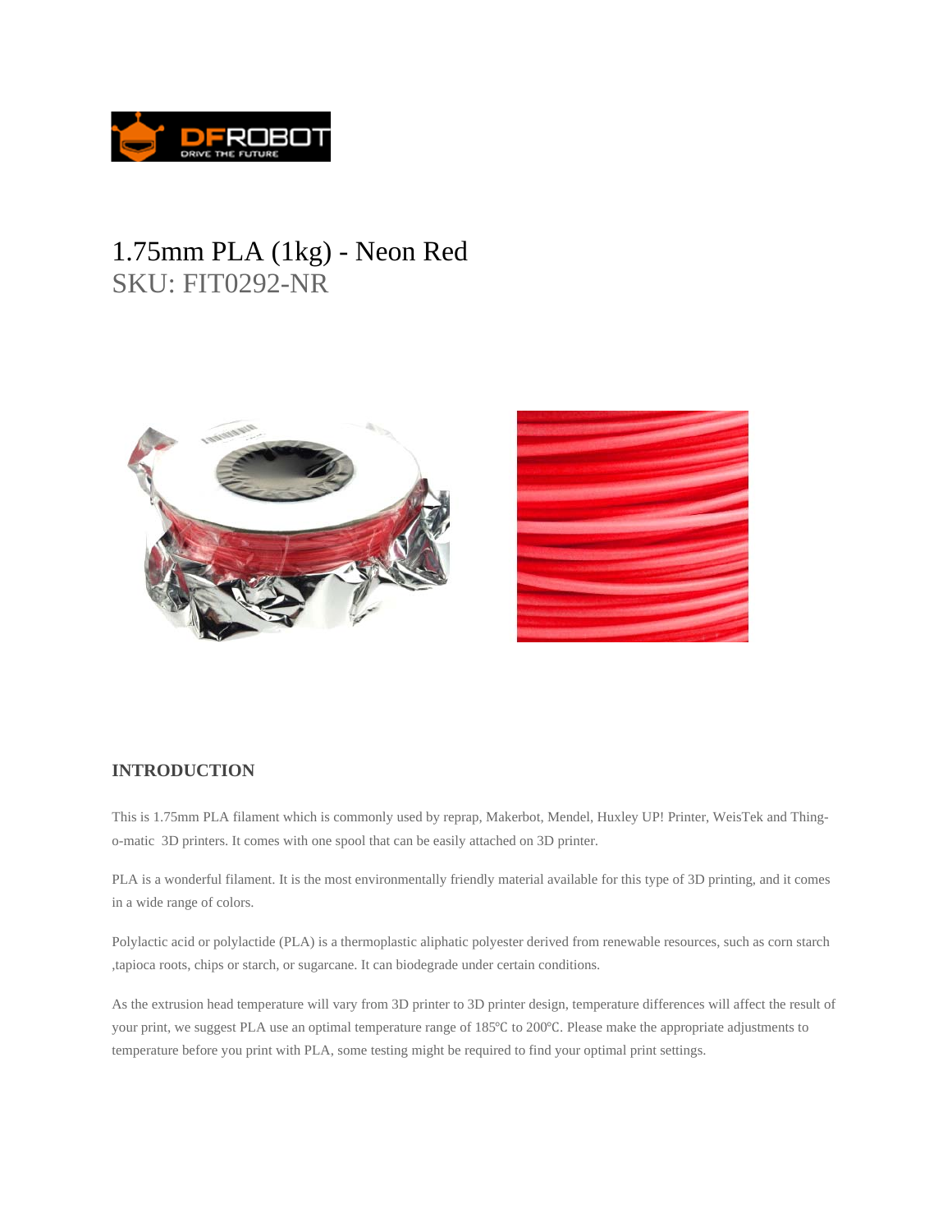# 1.75mm PLA (1kg) - Neon Red

SKU: FIT0292-NR

## INTRODUCTION

This is 1.75mm PLA filament which is commonly used by reprap, Makerbot, Mendel, Huxley UP! Printer, WeisTek and Thing-o-matic 3D printers. It comes with one spool that can be easily attached on 3D printer.

PLA is a wonderful filament. It is the most environmentally friendly material available for this type of 3D printing, and it comes in a wide range of colors.

Polylactic acid or polylactide (PLA) is a thermoplastic aliphatic polyester derived from renewable resources, such as corn starch ,tapioca roots, chips or starch, or sugarcane. It can biodegrade under certain conditions.

As the extrusion head temperature will vary from 3D printer to 3D printer design, temperature differences will affect the result of your print, we suggest PLA use an optimal temperature range of 185℃ to 200℃. Please make the appropriate adjustments to temperature before you print with PLA, some testing might be required to find your optimal print settings.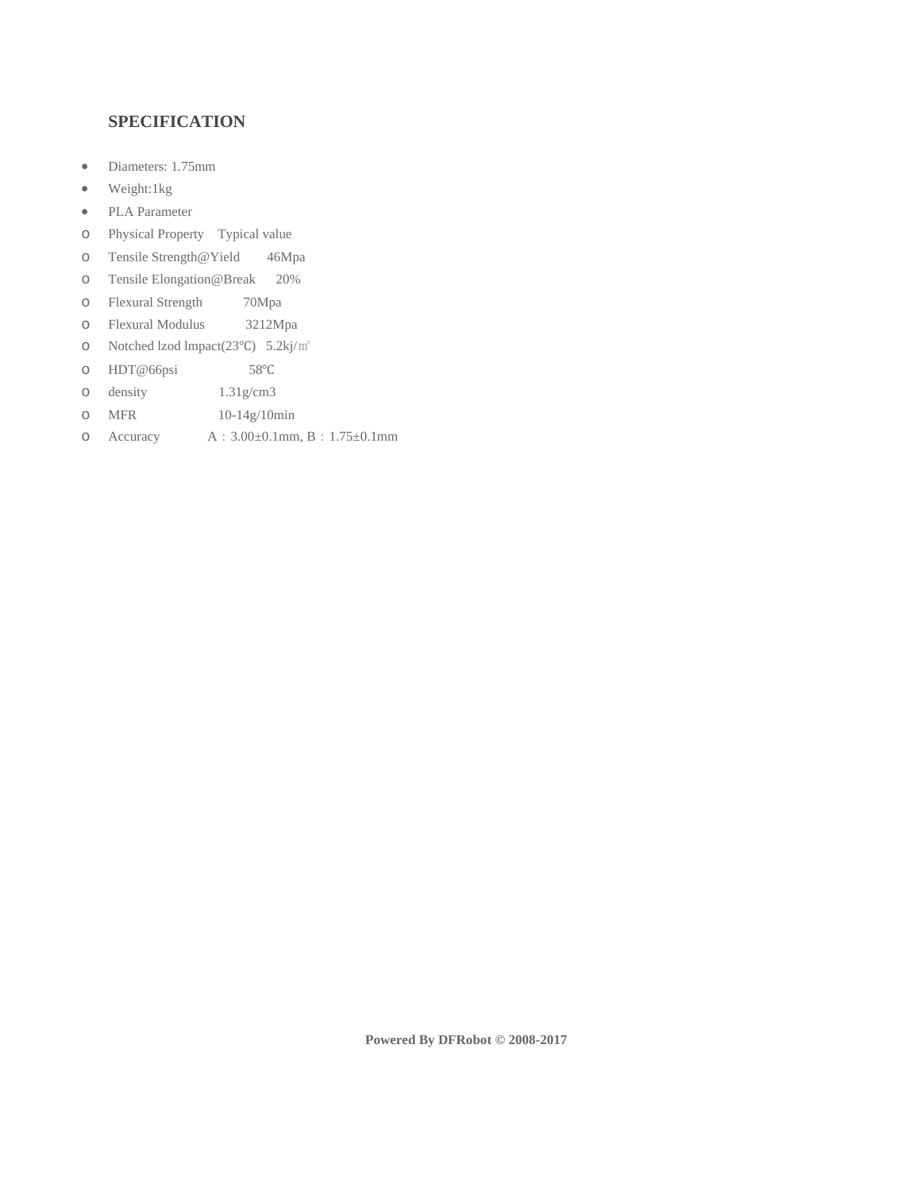## SPECIFICATION

- Diameters: 1.75mm
- Weight:1kg
- PLA Parameter
  - Physical Property Typical value
  - Tensile Strength@Yield 46Mpa
  - Tensile Elongation@Break 20%
  - Flexural Strength 70Mpa
  - Flexural Modulus 3212Mpa
  - Notched lzod lmpact(23℃) 5.2kj/㎡
  - HDT@66psi 58℃
  - density 1.31g/cm3
  - MFR 10-14g/10min
  - Accuracy A：3.00±0.1mm, B：1.75±0.1mm

**Powered By DFRobot © 2008-2017**